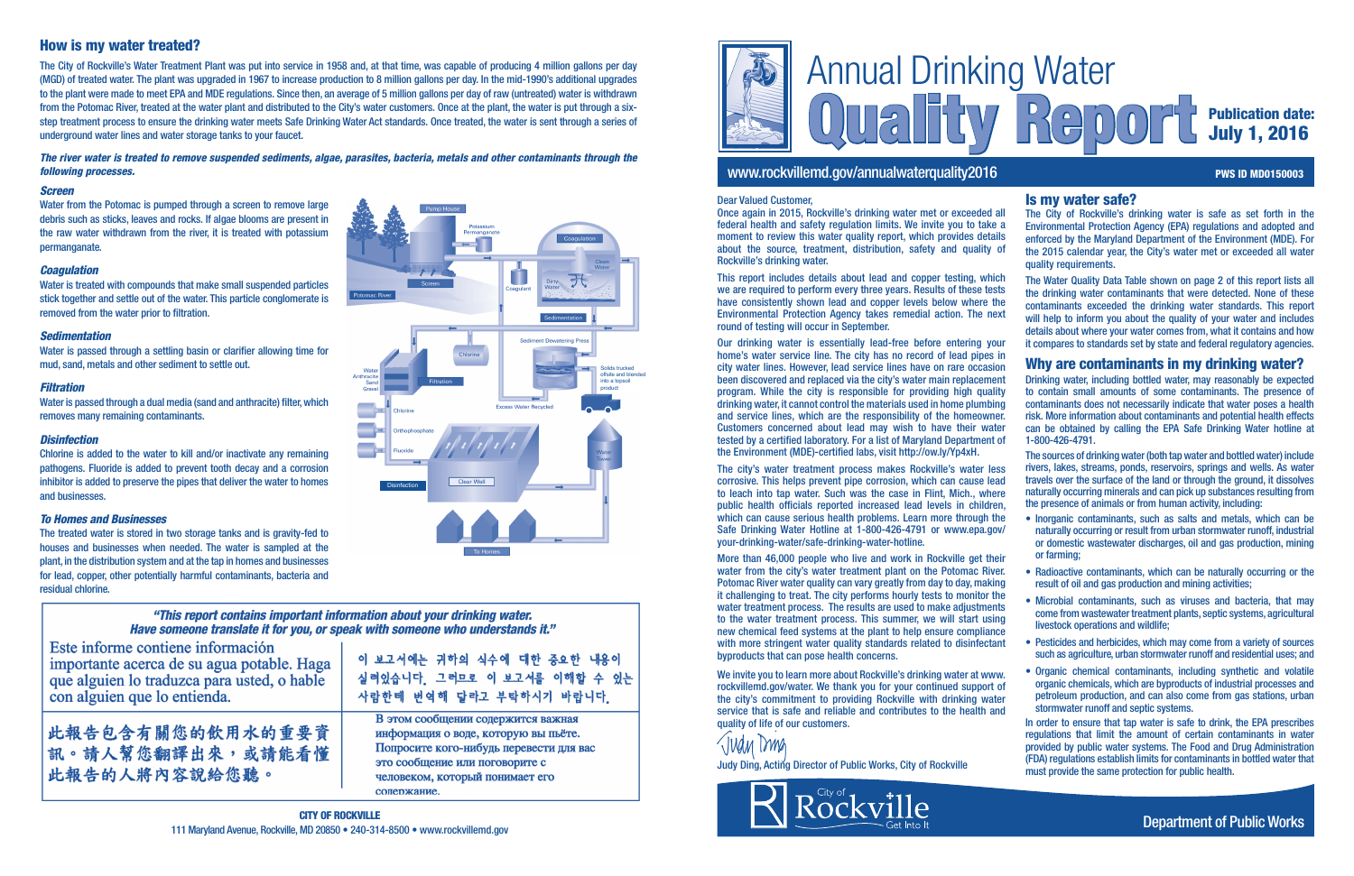# Annual Drinking Water Quality Report

**Publication date: July 1, 2016**

www.rockvillemd.gov/annualwaterquality2016

**PWS ID MD0150003**

## How is my water treated?

The City of Rockville's Water Treatment Plant was put into service in 1958 and, at that time, was capable of producing 4 million gallons per day (MGD) of treated water. The plant was upgraded in 1967 to increase production to 8 million gallons per day. In the mid-1990's additional upgrades to the plant were made to meet EPA and MDE regulations. Since then, an average of 5 million gallons per day of raw (untreated) water is withdrawn from the Potomac River, treated at the water plant and distributed to the City's water customers. Once at the plant, the water is put through a six-step treatment process to ensure the drinking water meets Safe Drinking Water Act standards. Once treated, the water is sent through a series of underground water lines and water storage tanks to your faucet.

***The river water is treated to remove suspended sediments, algae, parasites, bacteria, metals and other contaminants through the following processes.***

### *Screen*

Water from the Potomac is pumped through a screen to remove large debris such as sticks, leaves and rocks. If algae blooms are present in the raw water withdrawn from the river, it is treated with potassium permanganate.

### *Coagulation*

Water is treated with compounds that make small suspended particles stick together and settle out of the water. This particle conglomerate is removed from the water prior to filtration.

### *Sedimentation*

Water is passed through a settling basin or clarifier allowing time for mud, sand, metals and other sediment to settle out.

### *Filtration*

Water is passed through a dual media (sand and anthracite) filter, which removes many remaining contaminants.

### *Disinfection*

Chlorine is added to the water to kill and/or inactivate any remaining pathogens. Fluoride is added to prevent tooth decay and a corrosion inhibitor is added to preserve the pipes that deliver the water to homes and businesses.

### *To Homes and Businesses*

The treated water is stored in two storage tanks and is gravity-fed to houses and businesses when needed. The water is sampled at the plant, in the distribution system and at the tap in homes and businesses for lead, copper, other potentially harmful contaminants, bacteria and residual chlorine.

***"This report contains important information about your drinking water. Have someone translate it for you, or speak with someone who understands it."***

| | |
|---|---|
| Este informe contiene información importante acerca de su agua potable. Haga que alguien lo traduzca para usted, o hable con alguien que lo entienda. | 이 보고서에는 귀하의 식수에 대한 중요한 내용이 실려있습니다. 그러므로 이 보고서를 이해할 수 있는 사람한테 번역해 달라고 부탁하시기 바랍니다. |
| 此報告包含有關您的飲用水的重要資訊。請人幫您翻譯出來，或請能看懂此報告的人將內容說給您聽。 | В этом сообщении содержится важная информация о воде, которую вы пьёте. Попросите кого-нибудь перевести для вас это сообщении или поговорите с человеком, который понимает его содержание. |

**CITY OF ROCKVILLE**
111 Maryland Avenue, Rockville, MD 20850 • 240-314-8500 • www.rockvillemd.gov

Dear Valued Customer,

Once again in 2015, Rockville's drinking water met or exceeded all federal health and safety regulation limits. We invite you to take a moment to review this water quality report, which provides details about the source, treatment, distribution, safety and quality of Rockville's drinking water.

This report includes details about lead and copper testing, which we are required to perform every three years. Results of these tests have consistently shown lead and copper levels below where the Environmental Protection Agency takes remedial action. The next round of testing will occur in September.

Our drinking water is essentially lead-free before entering your home's water service line. The city has no record of lead pipes in city water lines. However, lead service lines have on rare occasion been discovered and replaced via the city's water main replacement program. While the city is responsible for providing high quality drinking water, it cannot control the materials used in home plumbing and service lines, which are the responsibility of the homeowner. Customers concerned about lead may wish to have their water tested by a certified laboratory. For a list of Maryland Department of the Environment (MDE)-certified labs, visit http://ow.ly/Yp4xH.

The city's water treatment process makes Rockville's water less corrosive. This helps prevent pipe corrosion, which can cause lead to leach into tap water. Such was the case in Flint, Mich., where public health officials reported increased lead levels in children, which can cause serious health problems. Learn more through the Safe Drinking Water Hotline at 1-800-426-4791 or www.epa.gov/your-drinking-water/safe-drinking-water-hotline.

More than 46,000 people who live and work in Rockville get their water from the city's water treatment plant on the Potomac River. Potomac River water quality can vary greatly from day to day, making it challenging to treat. The city performs hourly tests to monitor the water treatment process. The results are used to make adjustments to the water treatment process. This summer, we will start using new chemical feed systems at the plant to help ensure compliance with more stringent water quality standards related to disinfectant byproducts that can pose health concerns.

We invite you to learn more about Rockville's drinking water at www.rockvillemd.gov/water. We thank you for your continued support of the city's commitment to providing Rockville with drinking water service that is safe and reliable and contributes to the health and quality of life of our customers.

Judy Ding, Acting Director of Public Works, City of Rockville

## Is my water safe?

The City of Rockville's drinking water is safe as set forth in the Environmental Protection Agency (EPA) regulations and adopted and enforced by the Maryland Department of the Environment (MDE). For the 2015 calendar year, the City's water met or exceeded all water quality requirements.

The Water Quality Data Table shown on page 2 of this report lists all the drinking water contaminants that were detected. None of these contaminants exceeded the drinking water standards. This report will help to inform you about the quality of your water and includes details about where your water comes from, what it contains and how it compares to standards set by state and federal regulatory agencies.

## Why are contaminants in my drinking water?

Drinking water, including bottled water, may reasonably be expected to contain small amounts of some contaminants. The presence of contaminants does not necessarily indicate that water poses a health risk. More information about contaminants and potential health effects can be obtained by calling the EPA Safe Drinking Water hotline at 1-800-426-4791.

The sources of drinking water (both tap water and bottled water) include rivers, lakes, streams, ponds, reservoirs, springs and wells. As water travels over the surface of the land or through the ground, it dissolves naturally occurring minerals and can pick up substances resulting from the presence of animals or from human activity, including:

- Inorganic contaminants, such as salts and metals, which can be naturally occurring or result from urban stormwater runoff, industrial or domestic wastewater discharges, oil and gas production, mining or farming;
- Radioactive contaminants, which can be naturally occurring or the result of oil and gas production and mining activities;
- Microbial contaminants, such as viruses and bacteria, that may come from wastewater treatment plants, septic systems, agricultural livestock operations and wildlife;
- Pesticides and herbicides, which may come from a variety of sources such as agriculture, urban stormwater runoff and residential uses; and
- Organic chemical contaminants, including synthetic and volatile organic chemicals, which are byproducts of industrial processes and petroleum production, and can also come from gas stations, urban stormwater runoff and septic systems.

In order to ensure that tap water is safe to drink, the EPA prescribes regulations that limit the amount of certain contaminants in water provided by public water systems. The Food and Drug Administration (FDA) regulations establish limits for contaminants in bottled water that must provide the same protection for public health.

City of Rockville — Get Into It

Department of Public Works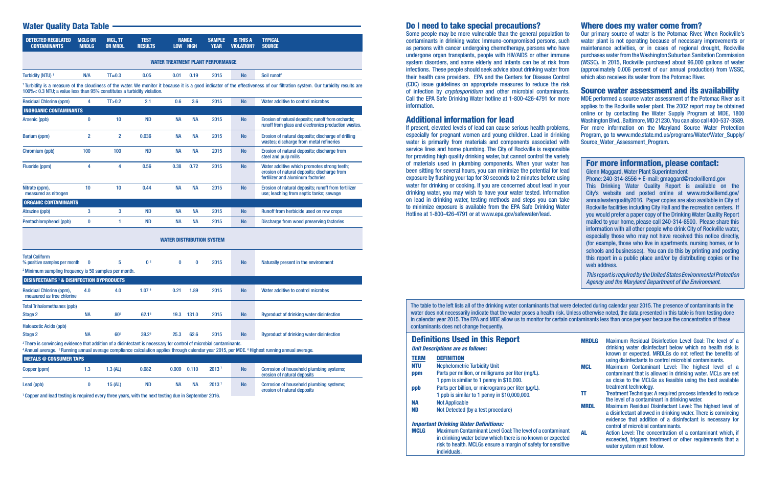## Water Quality Data Table

| DETECTED REGULATED CONTAMINANTS | MCLG OR MRDLG | MCL, TT OR MRDL | TEST RESULTS | RANGE LOW | RANGE HIGH | SAMPLE YEAR | IS THIS A VIOLATION? | TYPICAL SOURCE |
|---|---|---|---|---|---|---|---|---|
| **WATER TREATMENT PLANT PERFORMANCE** | | | | | | | | |
| Turbidity (NTU) [1] | N/A | TT=0.3 | 0.05 | 0.01 | 0.19 | 2015 | No | Soil runoff |
| Residual Chlorine (ppm) | 4 | TT>0.2 | 2.1 | 0.6 | 3.6 | 2015 | No | Water additive to control microbes |
| **INORGANIC CONTAMINANTS** | | | | | | | | |
| Arsenic (ppb) | 0 | 10 | ND | NA | NA | 2015 | No | Erosion of natural deposits; runoff from orchards; runoff from glass and electronics production wastes. |
| Barium (ppm) | 2 | 2 | 0.036 | NA | NA | 2015 | No | Erosion of natural deposits; discharge of drilling wastes; discharge from metal refineries |
| Chromium (ppb) | 100 | 100 | ND | NA | NA | 2015 | No | Erosion of natural deposits; discharge from steel and pulp mills |
| Fluoride (ppm) | 4 | 4 | 0.56 | 0.38 | 0.72 | 2015 | No | Water additive which promotes strong teeth; erosion of natural deposits; discharge from fertilizer and aluminum factories |
| Nitrate (ppm), measured as nitrogen | 10 | 10 | 0.44 | NA | NA | 2015 | No | Erosion of natural deposits; runoff from fertilizer use; leaching from septic tanks; sewage |
| **ORGANIC CONTAMINANTS** | | | | | | | | |
| Atrazine (ppb) | 3 | 3 | ND | NA | NA | 2015 | No | Runoff from herbicide used on row crops |
| Pentachlorophenol (ppb) | 0 | 1 | ND | NA | NA | 2015 | No | Discharge from wood preserving factories |
| **WATER DISTRIBUTION SYSTEM** | | | | | | | | |
| Total Coliform % positive samples per month | 0 | 5 | 0 [2] | 0 | 0 | 2015 | No | Naturally present in the environment |
| **DISINFECTANTS [3] & DISINFECTION BYPRODUCTS** | | | | | | | | |
| Residual Chlorine (ppm), measured as free chlorine | 4.0 | 4.0 | 1.07 [4] | 0.21 | 1.89 | 2015 | No | Water additive to control microbes |
| Total Trihalomethanes (ppb) Stage 2 | NA | 80 [5] | 62.1 [6] | 19.3 | 131.0 | 2015 | No | Byproduct of drinking water disinfection |
| Haloacetic Acids (ppb) Stage 2 | NA | 60 [5] | 39.2 [6] | 25.3 | 62.6 | 2015 | No | Byproduct of drinking water disinfection |
| **METALS @ CONSUMER TAPS** | | | | | | | | |
| Copper (ppm) | 1.3 | 1.3 (AL) | 0.082 | 0.009 | 0.110 | 2013 [7] | No | Corrosion of household plumbing systems; erosion of natural deposits |
| Lead (ppb) | 0 | 15 (AL) | ND | NA | NA | 2013 [7] | No | Corrosion of household plumbing systems; erosion of natural deposits |

[1] Turbidity is a measure of the cloudiness of the water. We monitor it because it is a good indicator of the effectiveness of our filtration system. Our turbidity results are 100%< 0.3 NTU; a value less than 95% constitutes a turbidity violation.

[2] Minimum sampling frequency is 50 samples per month.

[3] There is convincing evidence that addition of a disinfectant is necessary for control of microbial contaminants.

[4] Annual average. [5] Running annual average compliance calculation applies through calendar year 2015, per MDE. [6] Highest running annual average.

[7] Copper and lead testing is required every three years, with the next testing due in September 2016.

The table to the left lists all of the drinking water contaminants that were detected during calendar year 2015. The presence of contaminants in the water does not necessarily indicate that the water poses a health risk. Unless otherwise noted, the data presented in this table is from testing done in calendar year 2015. The EPA and MDE allow us to monitor for certain contaminants less than once per year because the concentration of these contaminants does not change frequently.

## Do I need to take special precautions?

Some people may be more vulnerable than the general population to contaminants in drinking water. Immuno-compromised persons, such as persons with cancer undergoing chemotherapy, persons who have undergone organ transplants, people with HIV/AIDS or other immune system disorders, and some elderly and infants can be at risk from infections. These people should seek advice about drinking water from their health care providers. EPA and the Centers for Disease Control (CDC) issue guidelines on appropriate measures to reduce the risk of infection by *cryptosporidium* and other microbial contaminants. Call the EPA Safe Drinking Water hotline at 1-800-426-4791 for more information.

## Additional information for lead

If present, elevated levels of lead can cause serious health problems, especially for pregnant women and young children. Lead in drinking water is primarily from materials and components associated with service lines and home plumbing. The City of Rockville is responsible for providing high quality drinking water, but cannot control the variety of materials used in plumbing components. When your water has been sitting for several hours, you can minimize the potential for lead exposure by flushing your tap for 30 seconds to 2 minutes before using water for drinking or cooking. If you are concerned about lead in your drinking water, you may wish to have your water tested. Information on lead in drinking water, testing methods and steps you can take to minimize exposure is available from the EPA Safe Drinking Water Hotline at 1-800-426-4791 or at www.epa.gov/safewater/lead.

## Where does my water come from?

Our primary source of water is the Potomac River. When Rockville's water plant is not operating because of necessary improvements or maintenance activities, or in cases of regional drought, Rockville purchases water from the Washington Suburban Sanitation Commission (WSSC). In 2015, Rockville purchased about 96,000 gallons of water (approximately 0.006 percent of our annual production) from WSSC, which also receives its water from the Potomac River.

## Source water assessment and its availability

MDE performed a source water assessment of the Potomac River as it applies to the Rockville water plant. The 2002 report may be obtained online or by contacting the Water Supply Program at MDE, 1800 Washington Blvd., Baltimore, MD 21230. You can also call 400-537-3589. For more information on the Maryland Source Water Protection Program, go to www.mde.state.md.us/programs/Water/Water_Supply/Source_Water_Assessment_Program.

## For more information, please contact:

Glenn Maggard, Water Plant Superintendent
Phone: 240-314-8556 • E-mail: gmaggard@rockvillemd.gov

This Drinking Water Quality Report is available on the City's website and posted online at www.rockvillemd.gov/annualwaterquality2016. Paper copies are also available in City of Rockville facilities including City Hall and the recreation centers. If you would prefer a paper copy of the Drinking Water Quality Report mailed to your home, please call 240-314-8500. Please share this information with all other people who drink City of Rockville water, especially those who may not have received this notice directly, (for example, those who live in apartments, nursing homes, or to schools and businesses). You can do this by printing and posting this report in a public place and/or by distributing copies or the web address.

*This report is required by the United States Environmental Protection Agency and the Maryland Department of the Environment.*

## Definitions Used in this Report

***Unit Descriptions are as follows:***

| TERM | DEFINITION |
|---|---|
| NTU | Nephelometric Turbidity Unit |
| ppm | Parts per million, or milligrams per liter (mg/L). 1 ppm is similar to 1 penny in $10,000. |
| ppb | Parts per billion, or micrograms per liter (µg/L). 1 ppb is similar to 1 penny in $10,000,000. |
| NA | Not Applicable |
| ND | Not Detected (by a test procedure) |

***Important Drinking Water Definitions:***

**MCLG** Maximum Contaminant Level Goal: The level of a contaminant in drinking water below which there is no known or expected risk to health. MCLGs ensure a margin of safety for sensitive individuals.

**MRDLG** Maximum Residual Disinfection Level Goal: The level of a drinking water disinfectant below which no health risk is known or expected. MRDLGs do not reflect the benefits of using disinfectants to control microbial contaminants.

**MCL** Maximum Contaminant Level: The highest level of a contaminant that is allowed in drinking water. MCLs are set as close to the MCLGs as feasible using the best available treatment technology.

**TT** Treatment Technique: A required process intended to reduce the level of a contaminant in drinking water.

**MRDL** Maximum Residual Disinfectant Level: The highest level of a disinfectant allowed in drinking water. There is convincing evidence that addition of a disinfectant is necessary for control of microbial contaminants.

**AL** Action Level: The concentration of a contaminant which, if exceeded, triggers treatment or other requirements that a water system must follow.